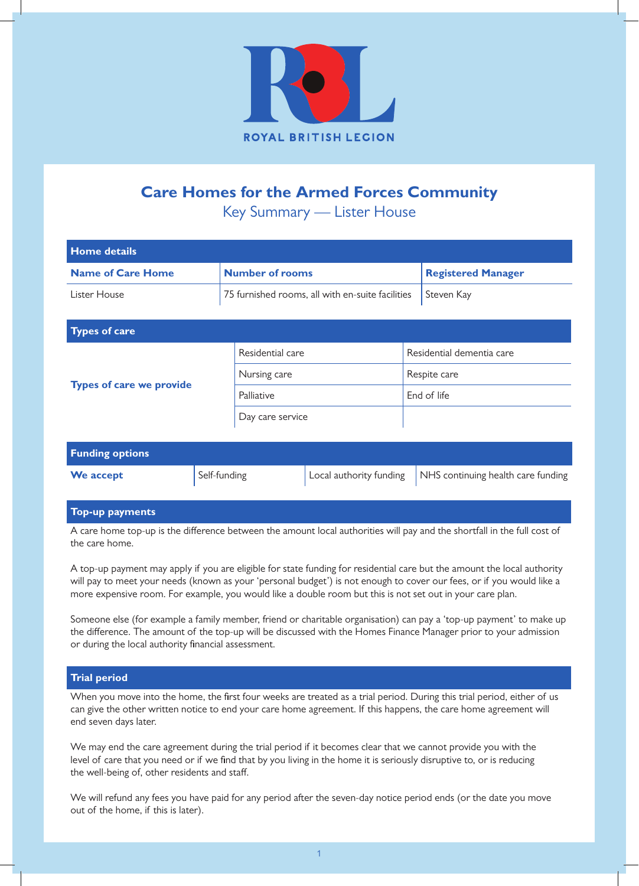ROYAL BRITISH LEGION

# Care Homes for the Armed Forces Community

## Key Summary — Lister House

| Home details | | |
|---|---|---|
| **Name of Care Home** | **Number of rooms** | **Registered Manager** |
| Lister House | 75 furnished rooms, all with en-suite facilities | Steven Kay |

| Types of care | | |
|---|---|---|
| **Types of care we provide** | Residential care | Residential dementia care |
| | Nursing care | Respite care |
| | Palliative | End of life |
| | Day care service | |

| Funding options | | | |
|---|---|---|---|
| **We accept** | Self-funding | Local authority funding | NHS continuing health care funding |

### Top-up payments

A care home top-up is the difference between the amount local authorities will pay and the shortfall in the full cost of the care home.

A top-up payment may apply if you are eligible for state funding for residential care but the amount the local authority will pay to meet your needs (known as your 'personal budget') is not enough to cover our fees, or if you would like a more expensive room. For example, you would like a double room but this is not set out in your care plan.

Someone else (for example a family member, friend or charitable organisation) can pay a 'top-up payment' to make up the difference. The amount of the top-up will be discussed with the Homes Finance Manager prior to your admission or during the local authority financial assessment.

### Trial period

When you move into the home, the first four weeks are treated as a trial period. During this trial period, either of us can give the other written notice to end your care home agreement. If this happens, the care home agreement will end seven days later.

We may end the care agreement during the trial period if it becomes clear that we cannot provide you with the level of care that you need or if we find that by you living in the home it is seriously disruptive to, or is reducing the well-being of, other residents and staff.

We will refund any fees you have paid for any period after the seven-day notice period ends (or the date you move out of the home, if this is later).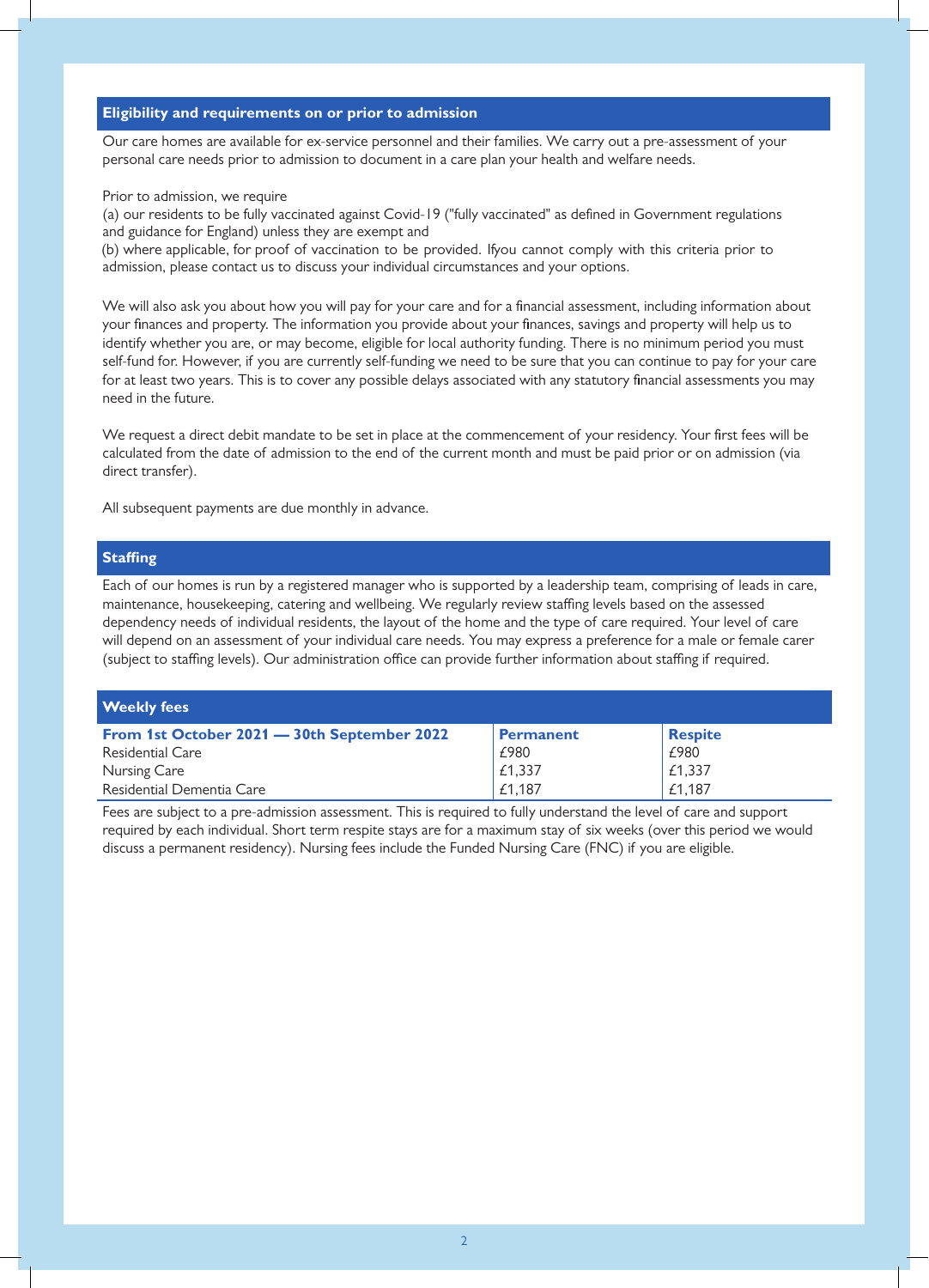## Eligibility and requirements on or prior to admission

Our care homes are available for ex-service personnel and their families. We carry out a pre-assessment of your personal care needs prior to admission to document in a care plan your health and welfare needs.

Prior to admission, we require
(a) our residents to be fully vaccinated against Covid-19 ("fully vaccinated" as defined in Government regulations and guidance for England) unless they are exempt and
(b) where applicable, for proof of vaccination to be provided. Ifyou cannot comply with this criteria prior to admission, please contact us to discuss your individual circumstances and your options.

We will also ask you about how you will pay for your care and for a financial assessment, including information about your finances and property. The information you provide about your finances, savings and property will help us to identify whether you are, or may become, eligible for local authority funding. There is no minimum period you must self-fund for. However, if you are currently self-funding we need to be sure that you can continue to pay for your care for at least two years. This is to cover any possible delays associated with any statutory financial assessments you may need in the future.

We request a direct debit mandate to be set in place at the commencement of your residency. Your first fees will be calculated from the date of admission to the end of the current month and must be paid prior or on admission (via direct transfer).

All subsequent payments are due monthly in advance.

## Staffing

Each of our homes is run by a registered manager who is supported by a leadership team, comprising of leads in care, maintenance, housekeeping, catering and wellbeing. We regularly review staffing levels based on the assessed dependency needs of individual residents, the layout of the home and the type of care required. Your level of care will depend on an assessment of your individual care needs. You may express a preference for a male or female carer (subject to staffing levels). Our administration office can provide further information about staffing if required.

## Weekly fees

| From 1st October 2021 — 30th September 2022 | Permanent | Respite |
|---|---|---|
| Residential Care | £980 | £980 |
| Nursing Care | £1,337 | £1,337 |
| Residential Dementia Care | £1,187 | £1,187 |

Fees are subject to a pre-admission assessment. This is required to fully understand the level of care and support required by each individual. Short term respite stays are for a maximum stay of six weeks (over this period we would discuss a permanent residency). Nursing fees include the Funded Nursing Care (FNC) if you are eligible.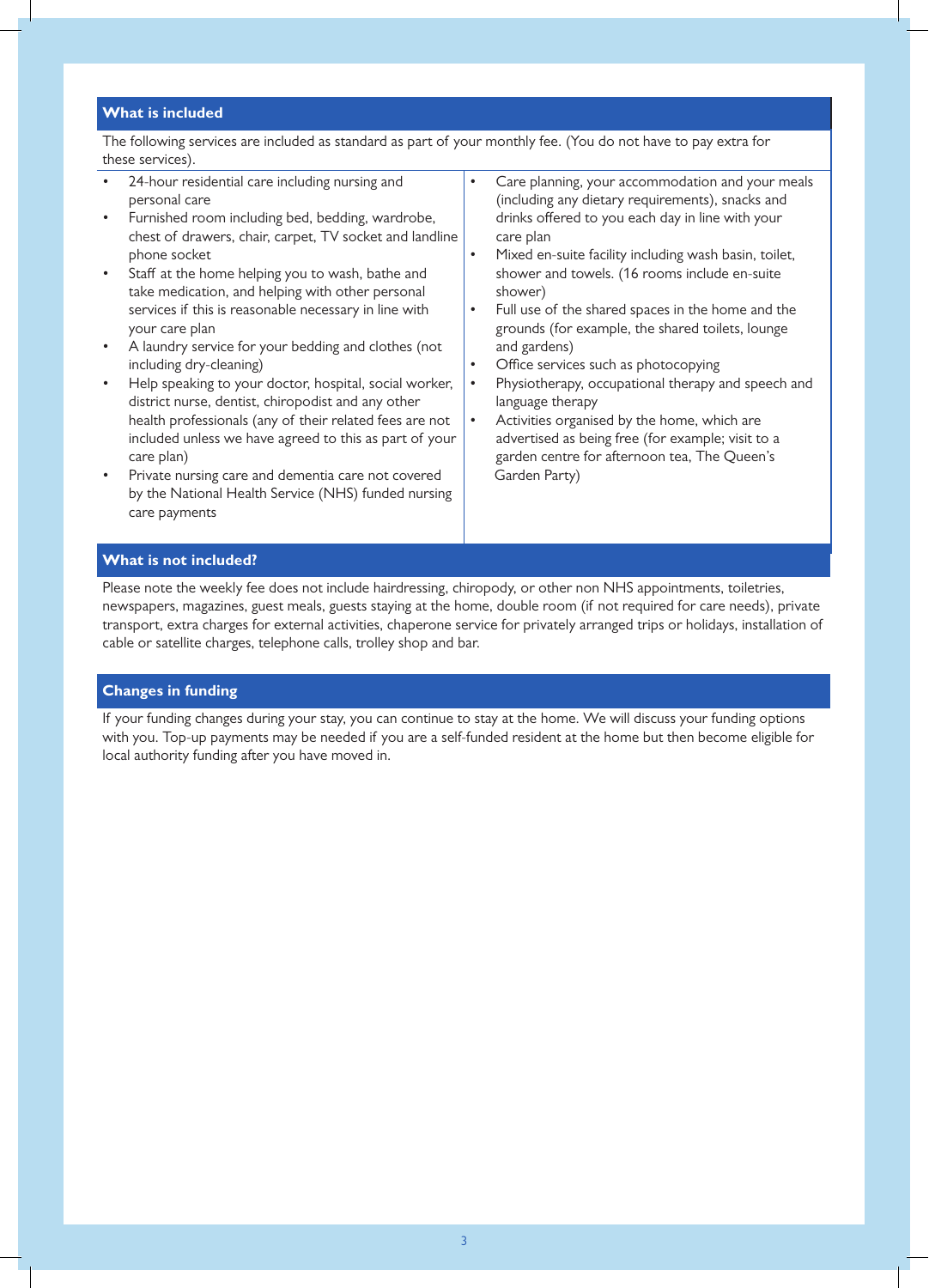## What is included

The following services are included as standard as part of your monthly fee. (You do not have to pay extra for these services).

- 24-hour residential care including nursing and personal care
- Furnished room including bed, bedding, wardrobe, chest of drawers, chair, carpet, TV socket and landline phone socket
- Staff at the home helping you to wash, bathe and take medication, and helping with other personal services if this is reasonable necessary in line with your care plan
- A laundry service for your bedding and clothes (not including dry-cleaning)
- Help speaking to your doctor, hospital, social worker, district nurse, dentist, chiropodist and any other health professionals (any of their related fees are not included unless we have agreed to this as part of your care plan)
- Private nursing care and dementia care not covered by the National Health Service (NHS) funded nursing care payments
- Care planning, your accommodation and your meals (including any dietary requirements), snacks and drinks offered to you each day in line with your care plan
- Mixed en-suite facility including wash basin, toilet, shower and towels. (16 rooms include en-suite shower)
- Full use of the shared spaces in the home and the grounds (for example, the shared toilets, lounge and gardens)
- Office services such as photocopying
- Physiotherapy, occupational therapy and speech and language therapy
- Activities organised by the home, which are advertised as being free (for example; visit to a garden centre for afternoon tea, The Queen's Garden Party)

## What is not included?

Please note the weekly fee does not include hairdressing, chiropody, or other non NHS appointments, toiletries, newspapers, magazines, guest meals, guests staying at the home, double room (if not required for care needs), private transport, extra charges for external activities, chaperone service for privately arranged trips or holidays, installation of cable or satellite charges, telephone calls, trolley shop and bar.

## Changes in funding

If your funding changes during your stay, you can continue to stay at the home. We will discuss your funding options with you. Top-up payments may be needed if you are a self-funded resident at the home but then become eligible for local authority funding after you have moved in.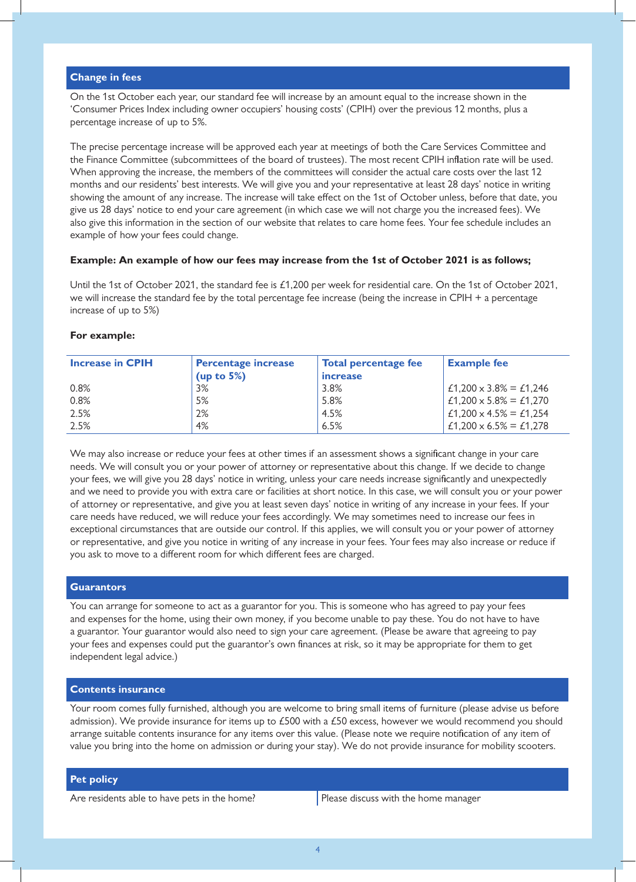## Change in fees

On the 1st October each year, our standard fee will increase by an amount equal to the increase shown in the 'Consumer Prices Index including owner occupiers' housing costs' (CPIH) over the previous 12 months, plus a percentage increase of up to 5%.

The precise percentage increase will be approved each year at meetings of both the Care Services Committee and the Finance Committee (subcommittees of the board of trustees). The most recent CPIH inflation rate will be used. When approving the increase, the members of the committees will consider the actual care costs over the last 12 months and our residents' best interests. We will give you and your representative at least 28 days' notice in writing showing the amount of any increase. The increase will take effect on the 1st of October unless, before that date, you give us 28 days' notice to end your care agreement (in which case we will not charge you the increased fees). We also give this information in the section of our website that relates to care home fees. Your fee schedule includes an example of how your fees could change.

**Example: An example of how our fees may increase from the 1st of October 2021 is as follows;**

Until the 1st of October 2021, the standard fee is £1,200 per week for residential care. On the 1st of October 2021, we will increase the standard fee by the total percentage fee increase (being the increase in CPIH + a percentage increase of up to 5%)

**For example:**

| Increase in CPIH | Percentage increase (up to 5%) | Total percentage fee increase | Example fee |
|---|---|---|---|
| 0.8% | 3% | 3.8% | £1,200 x 3.8% = £1,246 |
| 0.8% | 5% | 5.8% | £1,200 x 5.8% = £1,270 |
| 2.5% | 2% | 4.5% | £1,200 x 4.5% = £1,254 |
| 2.5% | 4% | 6.5% | £1,200 x 6.5% = £1,278 |

We may also increase or reduce your fees at other times if an assessment shows a significant change in your care needs. We will consult you or your power of attorney or representative about this change. If we decide to change your fees, we will give you 28 days' notice in writing, unless your care needs increase significantly and unexpectedly and we need to provide you with extra care or facilities at short notice. In this case, we will consult you or your power of attorney or representative, and give you at least seven days' notice in writing of any increase in your fees. If your care needs have reduced, we will reduce your fees accordingly. We may sometimes need to increase our fees in exceptional circumstances that are outside our control. If this applies, we will consult you or your power of attorney or representative, and give you notice in writing of any increase in your fees. Your fees may also increase or reduce if you ask to move to a different room for which different fees are charged.

## Guarantors

You can arrange for someone to act as a guarantor for you. This is someone who has agreed to pay your fees and expenses for the home, using their own money, if you become unable to pay these. You do not have to have a guarantor. Your guarantor would also need to sign your care agreement. (Please be aware that agreeing to pay your fees and expenses could put the guarantor's own finances at risk, so it may be appropriate for them to get independent legal advice.)

## Contents insurance

Your room comes fully furnished, although you are welcome to bring small items of furniture (please advise us before admission). We provide insurance for items up to £500 with a £50 excess, however we would recommend you should arrange suitable contents insurance for any items over this value. (Please note we require notification of any item of value you bring into the home on admission or during your stay). We do not provide insurance for mobility scooters.

## Pet policy

| | |
|---|---|
| Are residents able to have pets in the home? | Please discuss with the home manager |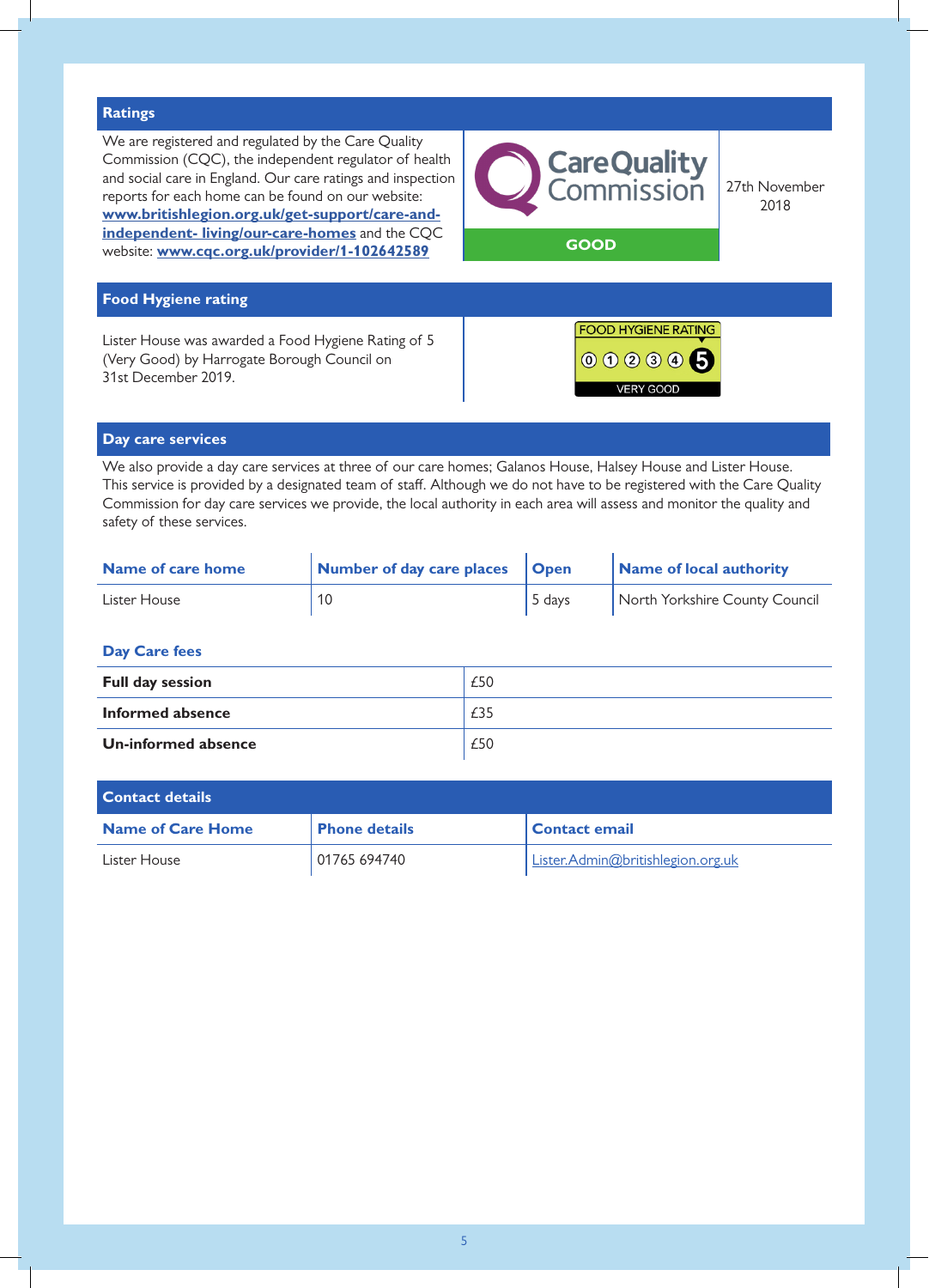## Ratings

We are registered and regulated by the Care Quality Commission (CQC), the independent regulator of health and social care in England. Our care ratings and inspection reports for each home can be found on our website: **www.britishlegion.org.uk/get-support/care-and-independent- living/our-care-homes** and the CQC website: **www.cqc.org.uk/provider/1-102642589**

Care Quality Commission

**GOOD**

27th November 2018

## Food Hygiene rating

Lister House was awarded a Food Hygiene Rating of 5 (Very Good) by Harrogate Borough Council on 31st December 2019.

FOOD HYGIENE RATING 0 1 2 3 4 **5** VERY GOOD

## Day care services

We also provide a day care services at three of our care homes; Galanos House, Halsey House and Lister House. This service is provided by a designated team of staff. Although we do not have to be registered with the Care Quality Commission for day care services we provide, the local authority in each area will assess and monitor the quality and safety of these services.

| Name of care home | Number of day care places | Open | Name of local authority |
|---|---|---|---|
| Lister House | 10 | 5 days | North Yorkshire County Council |

### Day Care fees

| | |
|---|---|
| **Full day session** | £50 |
| **Informed absence** | £35 |
| **Un-informed absence** | £50 |

## Contact details

| Name of Care Home | Phone details | Contact email |
|---|---|---|
| Lister House | 01765 694740 | Lister.Admin@britishlegion.org.uk |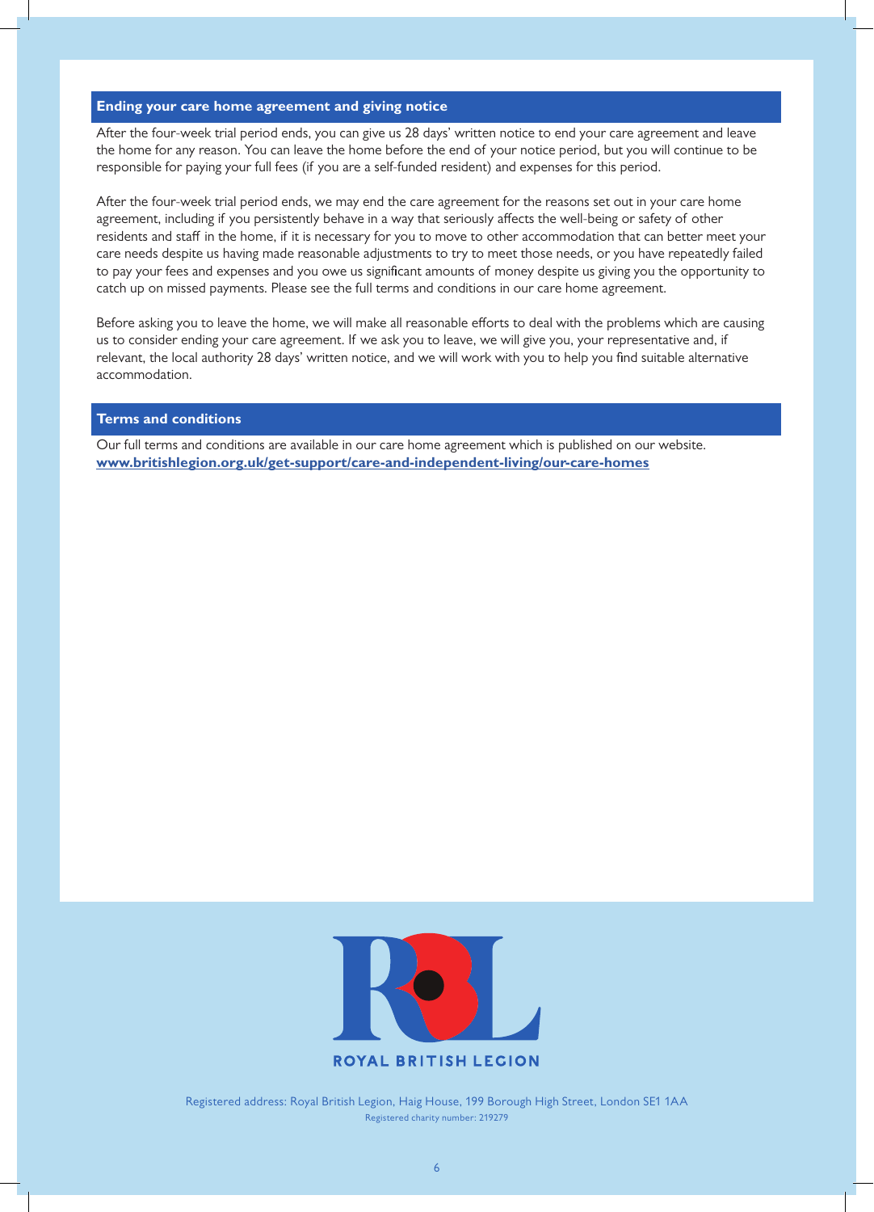## Ending your care home agreement and giving notice

After the four-week trial period ends, you can give us 28 days' written notice to end your care agreement and leave the home for any reason. You can leave the home before the end of your notice period, but you will continue to be responsible for paying your full fees (if you are a self-funded resident) and expenses for this period.

After the four-week trial period ends, we may end the care agreement for the reasons set out in your care home agreement, including if you persistently behave in a way that seriously affects the well-being or safety of other residents and staff in the home, if it is necessary for you to move to other accommodation that can better meet your care needs despite us having made reasonable adjustments to try to meet those needs, or you have repeatedly failed to pay your fees and expenses and you owe us significant amounts of money despite us giving you the opportunity to catch up on missed payments. Please see the full terms and conditions in our care home agreement.

Before asking you to leave the home, we will make all reasonable efforts to deal with the problems which are causing us to consider ending your care agreement. If we ask you to leave, we will give you, your representative and, if relevant, the local authority 28 days' written notice, and we will work with you to help you find suitable alternative accommodation.

## Terms and conditions

Our full terms and conditions are available in our care home agreement which is published on our website.
**www.britishlegion.org.uk/get-support/care-and-independent-living/our-care-homes**

ROYAL BRITISH LEGION

Registered address: Royal British Legion, Haig House, 199 Borough High Street, London SE1 1AA
Registered charity number: 219279